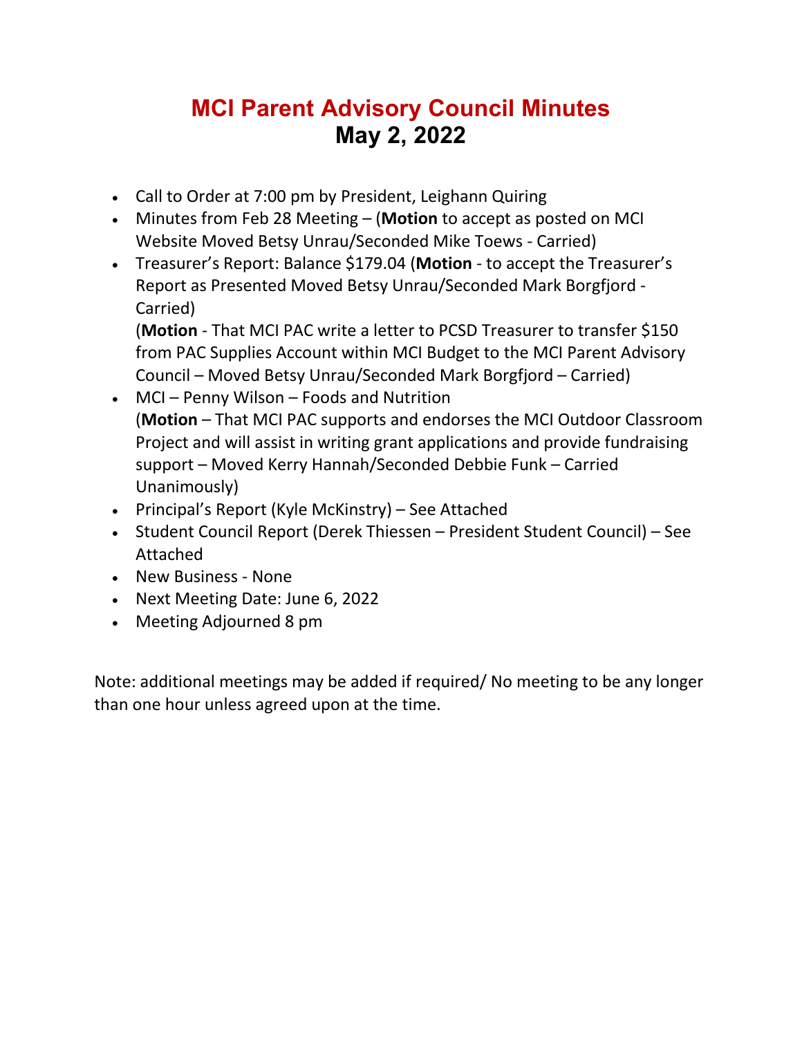# MCI Parent Advisory Council Minutes
## May 2, 2022

- Call to Order at 7:00 pm by President, Leighann Quiring
- Minutes from Feb 28 Meeting – (**Motion** to accept as posted on MCI Website Moved Betsy Unrau/Seconded Mike Toews - Carried)
- Treasurer's Report: Balance $179.04 (**Motion** - to accept the Treasurer's Report as Presented Moved Betsy Unrau/Seconded Mark Borgfjord - Carried)
  (**Motion** - That MCI PAC write a letter to PCSD Treasurer to transfer $150 from PAC Supplies Account within MCI Budget to the MCI Parent Advisory Council – Moved Betsy Unrau/Seconded Mark Borgfjord – Carried)
- MCI – Penny Wilson – Foods and Nutrition
  (**Motion** – That MCI PAC supports and endorses the MCI Outdoor Classroom Project and will assist in writing grant applications and provide fundraising support – Moved Kerry Hannah/Seconded Debbie Funk – Carried Unanimously)
- Principal's Report (Kyle McKinstry) – See Attached
- Student Council Report (Derek Thiessen – President Student Council) – See Attached
- New Business - None
- Next Meeting Date: June 6, 2022
- Meeting Adjourned 8 pm

Note: additional meetings may be added if required/ No meeting to be any longer than one hour unless agreed upon at the time.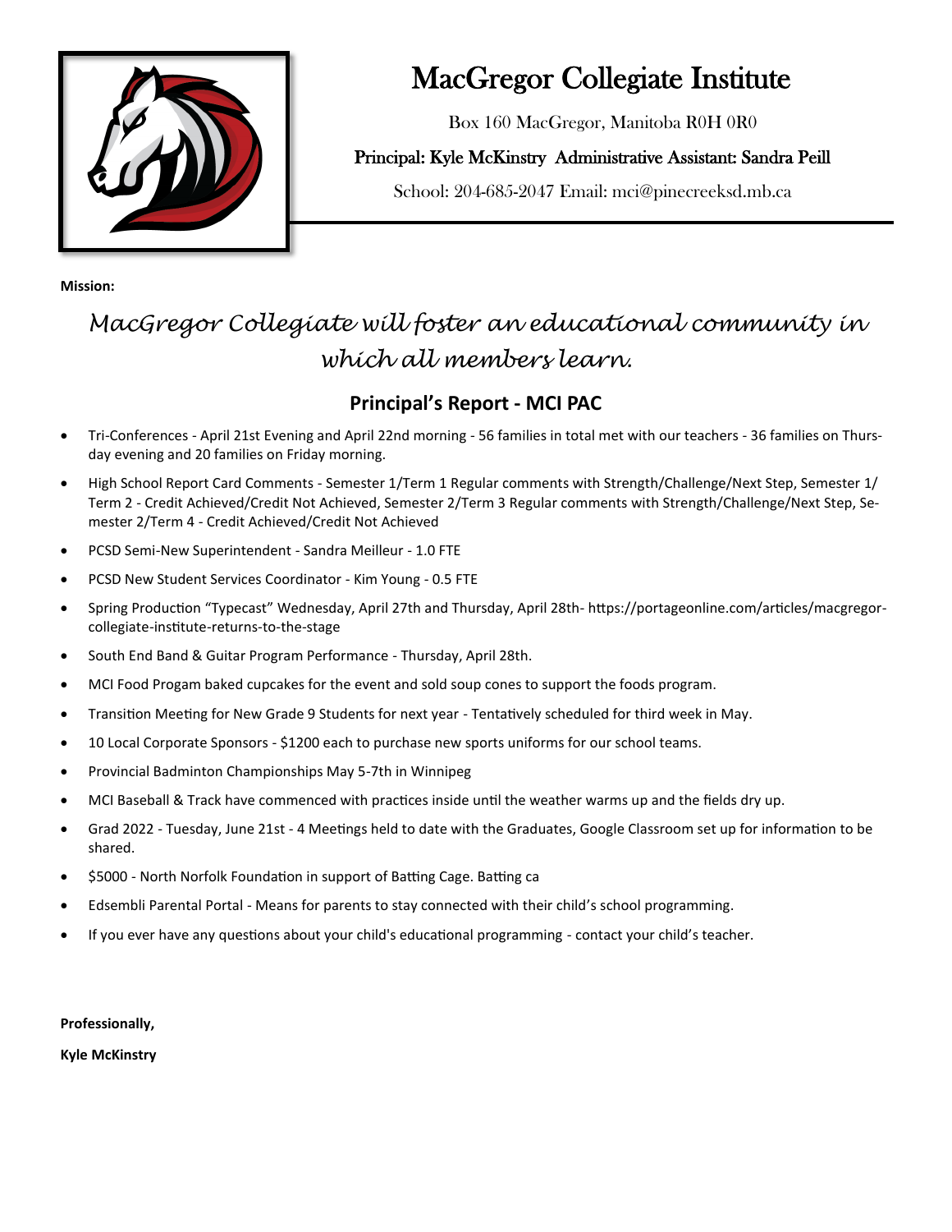# MacGregor Collegiate Institute

Box 160 MacGregor, Manitoba R0H 0R0

Principal: Kyle McKinstry Administrative Assistant: Sandra Peill

School: 204-685-2047 Email: mci@pinecreeksd.mb.ca

**Mission:**

*MacGregor Collegiate will foster an educational community in which all members learn.*

## Principal's Report - MCI PAC

- Tri-Conferences - April 21st Evening and April 22nd morning - 56 families in total met with our teachers - 36 families on Thursday evening and 20 families on Friday morning.
- High School Report Card Comments - Semester 1/Term 1 Regular comments with Strength/Challenge/Next Step, Semester 1/ Term 2 - Credit Achieved/Credit Not Achieved, Semester 2/Term 3 Regular comments with Strength/Challenge/Next Step, Semester 2/Term 4 - Credit Achieved/Credit Not Achieved
- PCSD Semi-New Superintendent - Sandra Meilleur - 1.0 FTE
- PCSD New Student Services Coordinator - Kim Young - 0.5 FTE
- Spring Production "Typecast" Wednesday, April 27th and Thursday, April 28th- https://portageonline.com/articles/macgregor-collegiate-institute-returns-to-the-stage
- South End Band & Guitar Program Performance - Thursday, April 28th.
- MCI Food Progam baked cupcakes for the event and sold soup cones to support the foods program.
- Transition Meeting for New Grade 9 Students for next year - Tentatively scheduled for third week in May.
- 10 Local Corporate Sponsors - $1200 each to purchase new sports uniforms for our school teams.
- Provincial Badminton Championships May 5-7th in Winnipeg
- MCI Baseball & Track have commenced with practices inside until the weather warms up and the fields dry up.
- Grad 2022 - Tuesday, June 21st - 4 Meetings held to date with the Graduates, Google Classroom set up for information to be shared.
- $5000 - North Norfolk Foundation in support of Batting Cage. Batting ca
- Edsembli Parental Portal - Means for parents to stay connected with their child's school programming.
- If you ever have any questions about your child's educational programming - contact your child's teacher.

**Professionally,**

**Kyle McKinstry**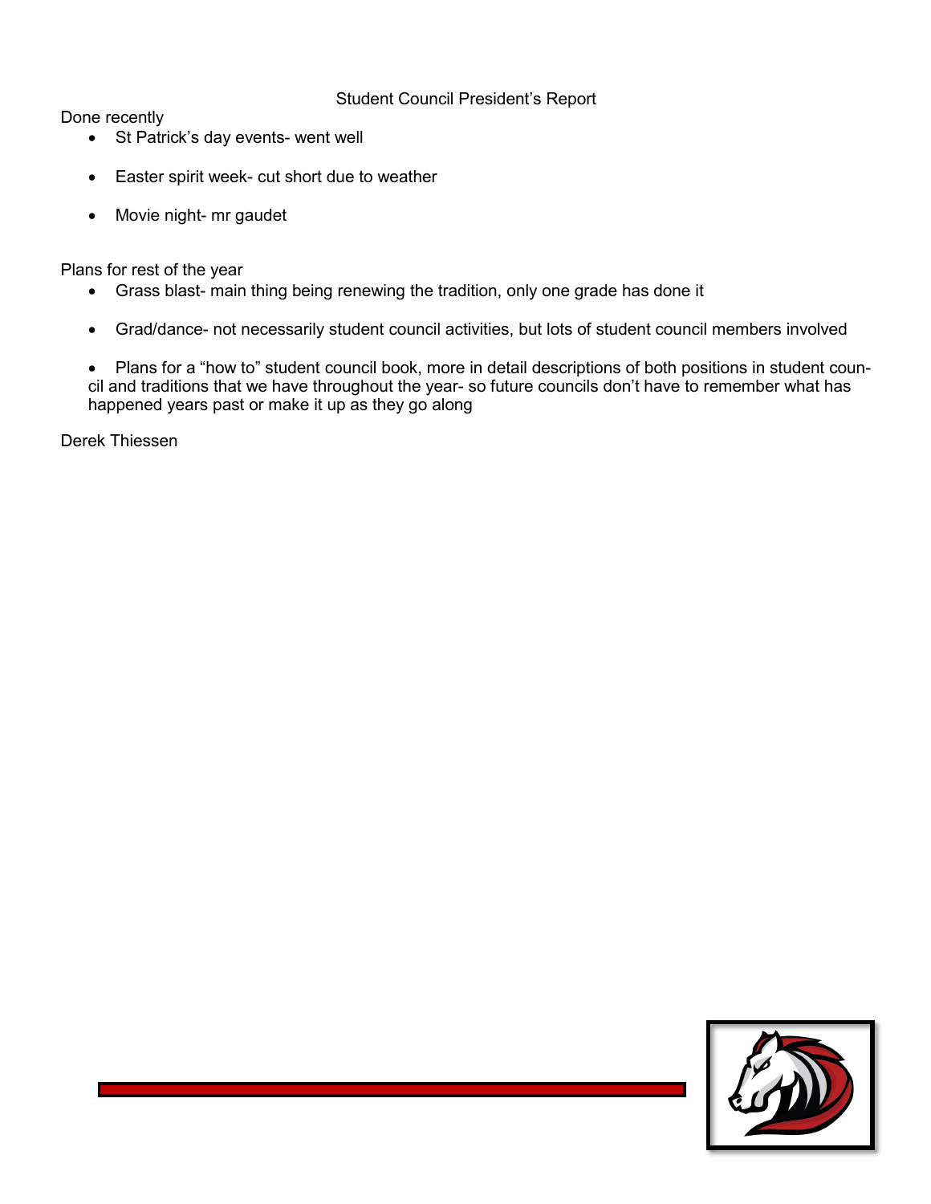# Student Council President's Report

Done recently

- St Patrick's day events- went well
- Easter spirit week- cut short due to weather
- Movie night- mr gaudet

Plans for rest of the year

- Grass blast- main thing being renewing the tradition, only one grade has done it
- Grad/dance- not necessarily student council activities, but lots of student council members involved
- Plans for a "how to" student council book, more in detail descriptions of both positions in student council and traditions that we have throughout the year- so future councils don't have to remember what has happened years past or make it up as they go along

Derek Thiessen